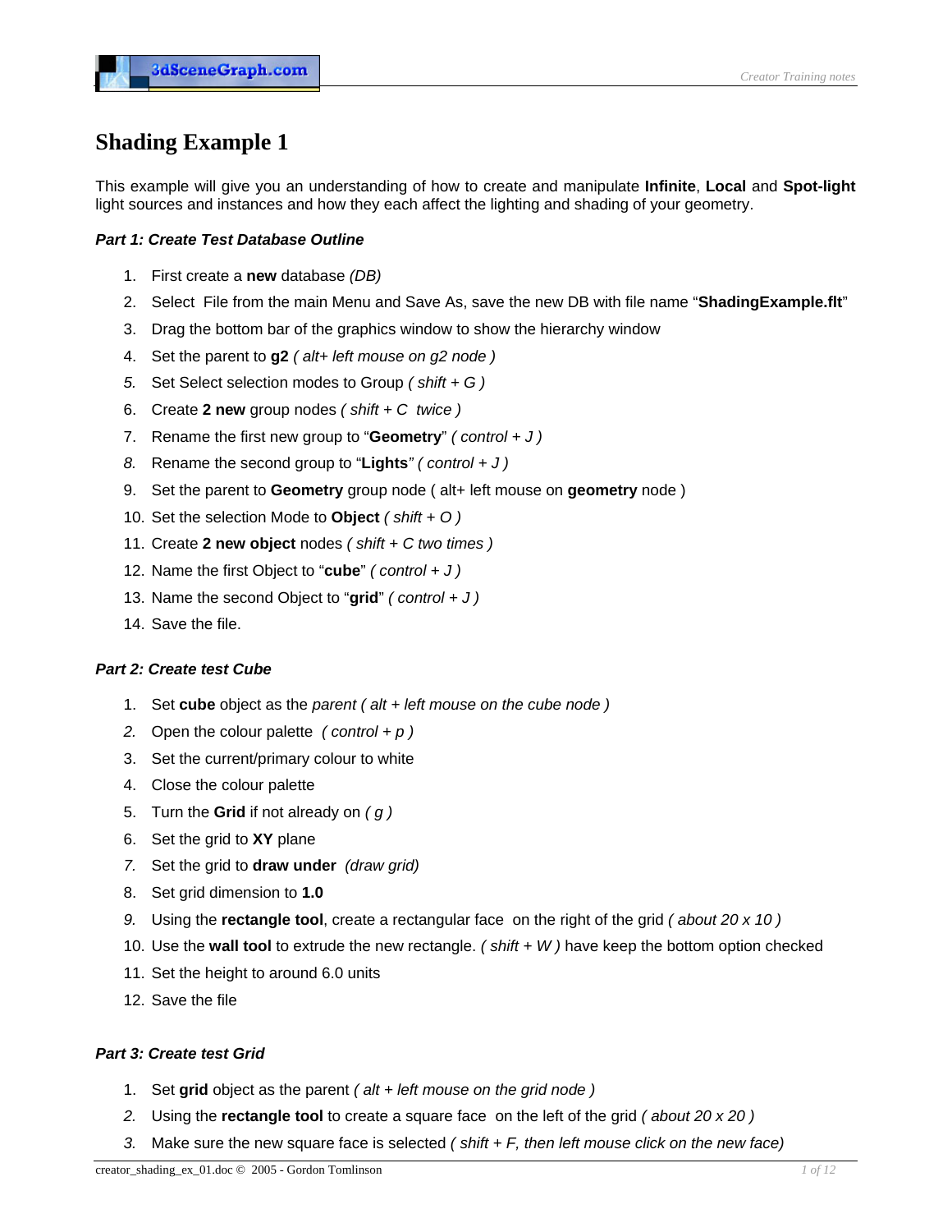# Shading Example 1

This example will give you an understanding of how to create and manipulate **Infinite**, **Local** and **Spot-light** light sources and instances and how they each affect the lighting and shading of your geometry.

***Part 1: Create Test Database Outline***

1. First create a **new** database *(DB)*
2. Select File from the main Menu and Save As, save the new DB with file name "**ShadingExample.flt**"
3. Drag the bottom bar of the graphics window to show the hierarchy window
4. Set the parent to **g2** *( alt+ left mouse on g2 node )*
5. Set Select selection modes to Group *( shift + G )*
6. Create **2 new** group nodes *( shift + C twice )*
7. Rename the first new group to "**Geometry**" *( control + J )*
8. Rename the second group to "**Lights**" *( control + J )*
9. Set the parent to **Geometry** group node ( alt+ left mouse on **geometry** node )
10. Set the selection Mode to **Object** *( shift + O )*
11. Create **2 new object** nodes *( shift + C two times )*
12. Name the first Object to "**cube**" *( control + J )*
13. Name the second Object to "**grid**" *( control + J )*
14. Save the file.

***Part 2: Create test Cube***

1. Set **cube** object as the *parent ( alt + left mouse on the cube node )*
2. Open the colour palette *( control + p )*
3. Set the current/primary colour to white
4. Close the colour palette
5. Turn the **Grid** if not already on *( g )*
6. Set the grid to **XY** plane
7. Set the grid to **draw under** *(draw grid)*
8. Set grid dimension to **1.0**
9. Using the **rectangle tool**, create a rectangular face on the right of the grid *( about 20 x 10 )*
10. Use the **wall tool** to extrude the new rectangle. *( shift + W )* have keep the bottom option checked
11. Set the height to around 6.0 units
12. Save the file

***Part 3: Create test Grid***

1. Set **grid** object as the parent *( alt + left mouse on the grid node )*
2. Using the **rectangle tool** to create a square face on the left of the grid *( about 20 x 20 )*
3. Make sure the new square face is selected *( shift + F, then left mouse click on the new face)*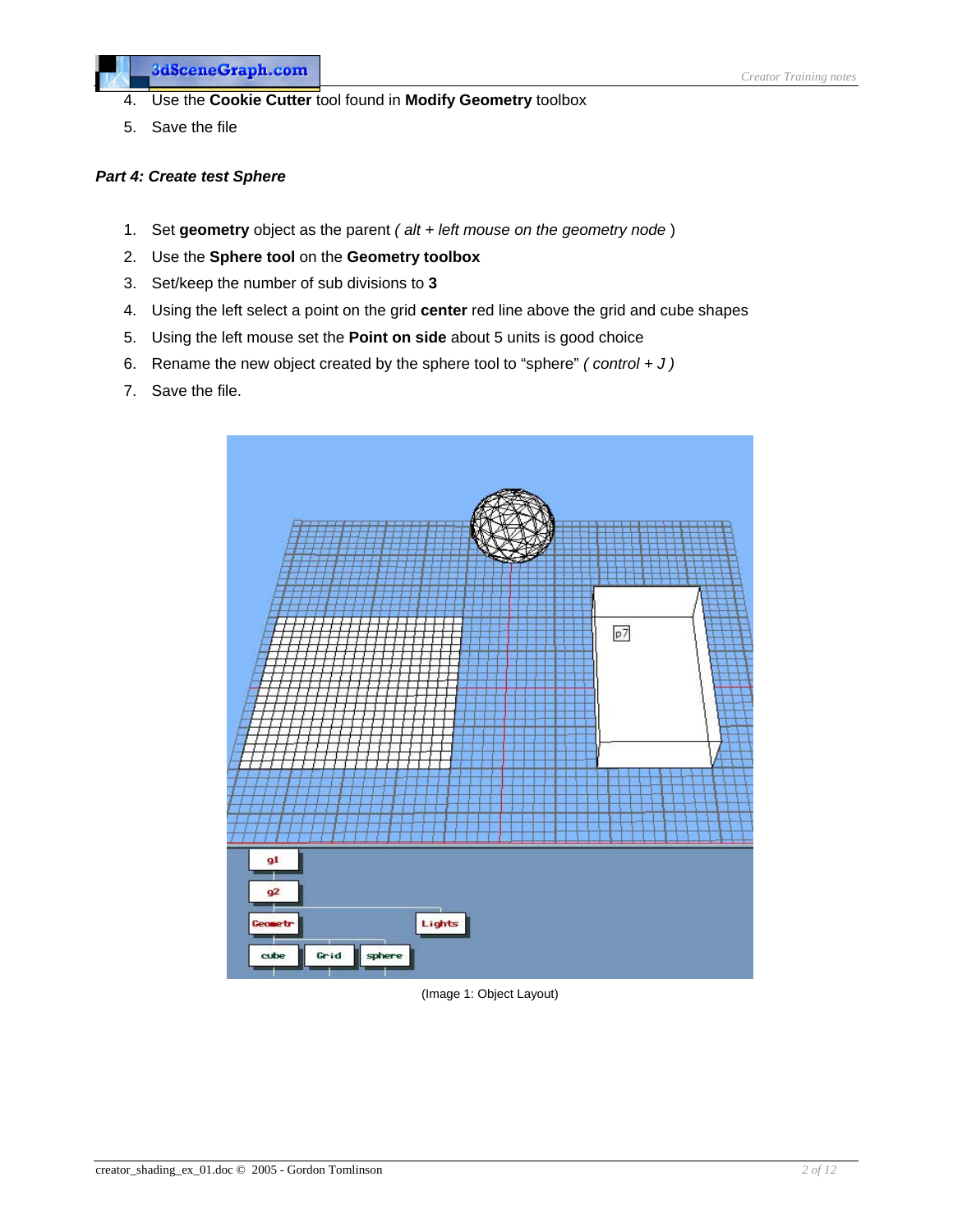4. Use the **Cookie Cutter** tool found in **Modify Geometry** toolbox
5. Save the file

***Part 4: Create test Sphere***

1. Set **geometry** object as the parent *( alt + left mouse on the geometry node* )
2. Use the **Sphere tool** on the **Geometry toolbox**
3. Set/keep the number of sub divisions to **3**
4. Using the left select a point on the grid **center** red line above the grid and cube shapes
5. Using the left mouse set the **Point on side** about 5 units is good choice
6. Rename the new object created by the sphere tool to "sphere" *( control + J )*
7. Save the file.

(Image 1: Object Layout)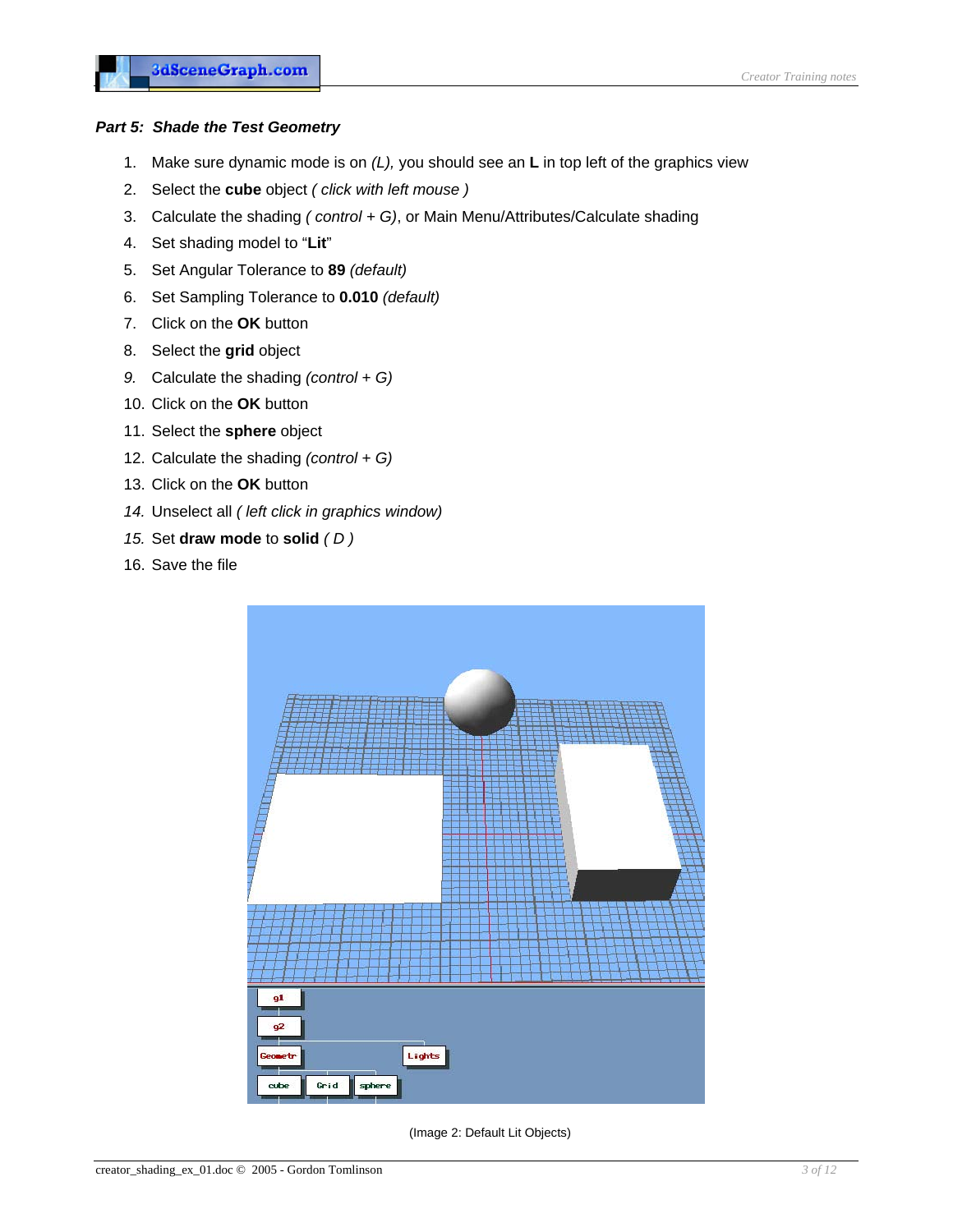*Part 5: Shade the Test Geometry*

1. Make sure dynamic mode is on *(L),* you should see an **L** in top left of the graphics view
2. Select the **cube** object *( click with left mouse )*
3. Calculate the shading *( control + G)*, or Main Menu/Attributes/Calculate shading
4. Set shading model to "**Lit**"
5. Set Angular Tolerance to **89** *(default)*
6. Set Sampling Tolerance to **0.010** *(default)*
7. Click on the **OK** button
8. Select the **grid** object
9. Calculate the shading *(control + G)*
10. Click on the **OK** button
11. Select the **sphere** object
12. Calculate the shading *(control + G)*
13. Click on the **OK** button
14. Unselect all *( left click in graphics window)*
15. Set **draw mode** to **solid** *( D )*
16. Save the file

(Image 2: Default Lit Objects)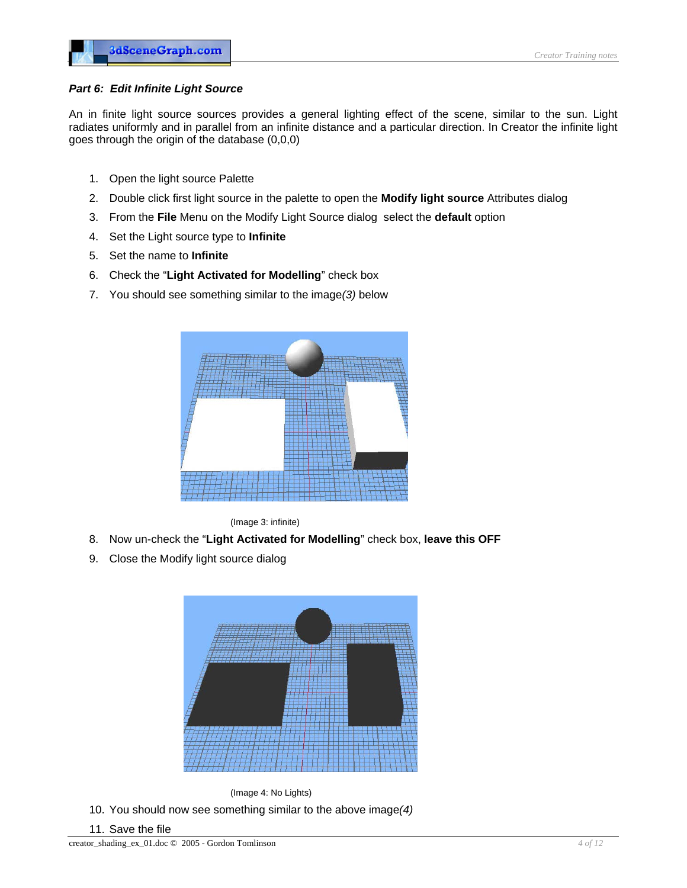***Part 6: Edit Infinite Light Source***

An in finite light source sources provides a general lighting effect of the scene, similar to the sun. Light radiates uniformly and in parallel from an infinite distance and a particular direction. In Creator the infinite light goes through the origin of the database (0,0,0)

1. Open the light source Palette
2. Double click first light source in the palette to open the **Modify light source** Attributes dialog
3. From the **File** Menu on the Modify Light Source dialog select the **default** option
4. Set the Light source type to **Infinite**
5. Set the name to **Infinite**
6. Check the "**Light Activated for Modelling**" check box
7. You should see something similar to the image*(3)* below

(Image 3: infinite)

8. Now un-check the "**Light Activated for Modelling**" check box, **leave this OFF**
9. Close the Modify light source dialog

(Image 4: No Lights)

10. You should now see something similar to the above image*(4)*
11. Save the file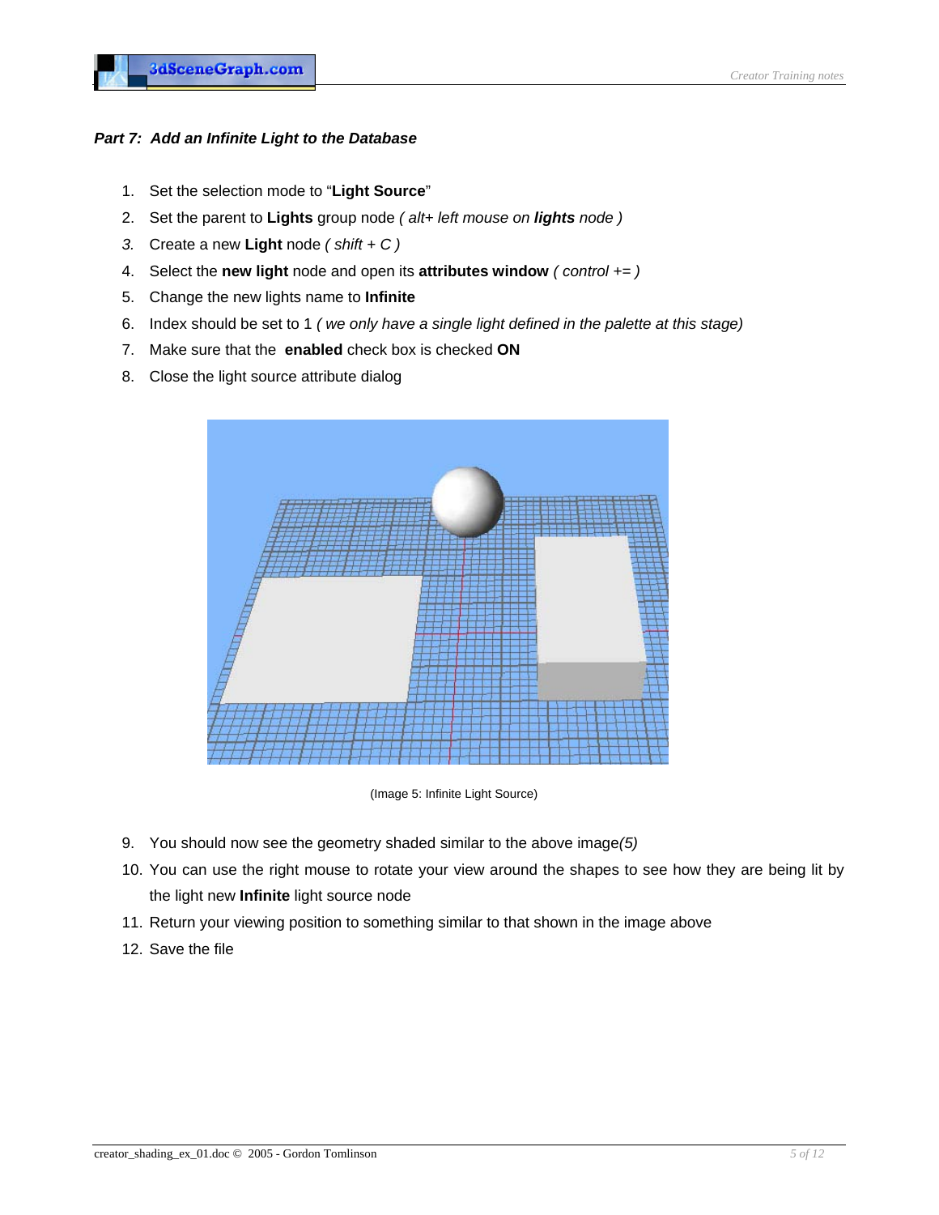*Part 7: Add an Infinite Light to the Database*

1. Set the selection mode to "**Light Source**"
2. Set the parent to **Lights** group node *( alt+ left mouse on **lights** node )*
3. Create a new **Light** node *( shift + C )*
4. Select the **new light** node and open its **attributes window** *( control += )*
5. Change the new lights name to **Infinite**
6. Index should be set to 1 *( we only have a single light defined in the palette at this stage)*
7. Make sure that the **enabled** check box is checked **ON**
8. Close the light source attribute dialog

(Image 5: Infinite Light Source)

9. You should now see the geometry shaded similar to the above image*(5)*
10. You can use the right mouse to rotate your view around the shapes to see how they are being lit by the light new **Infinite** light source node
11. Return your viewing position to something similar to that shown in the image above
12. Save the file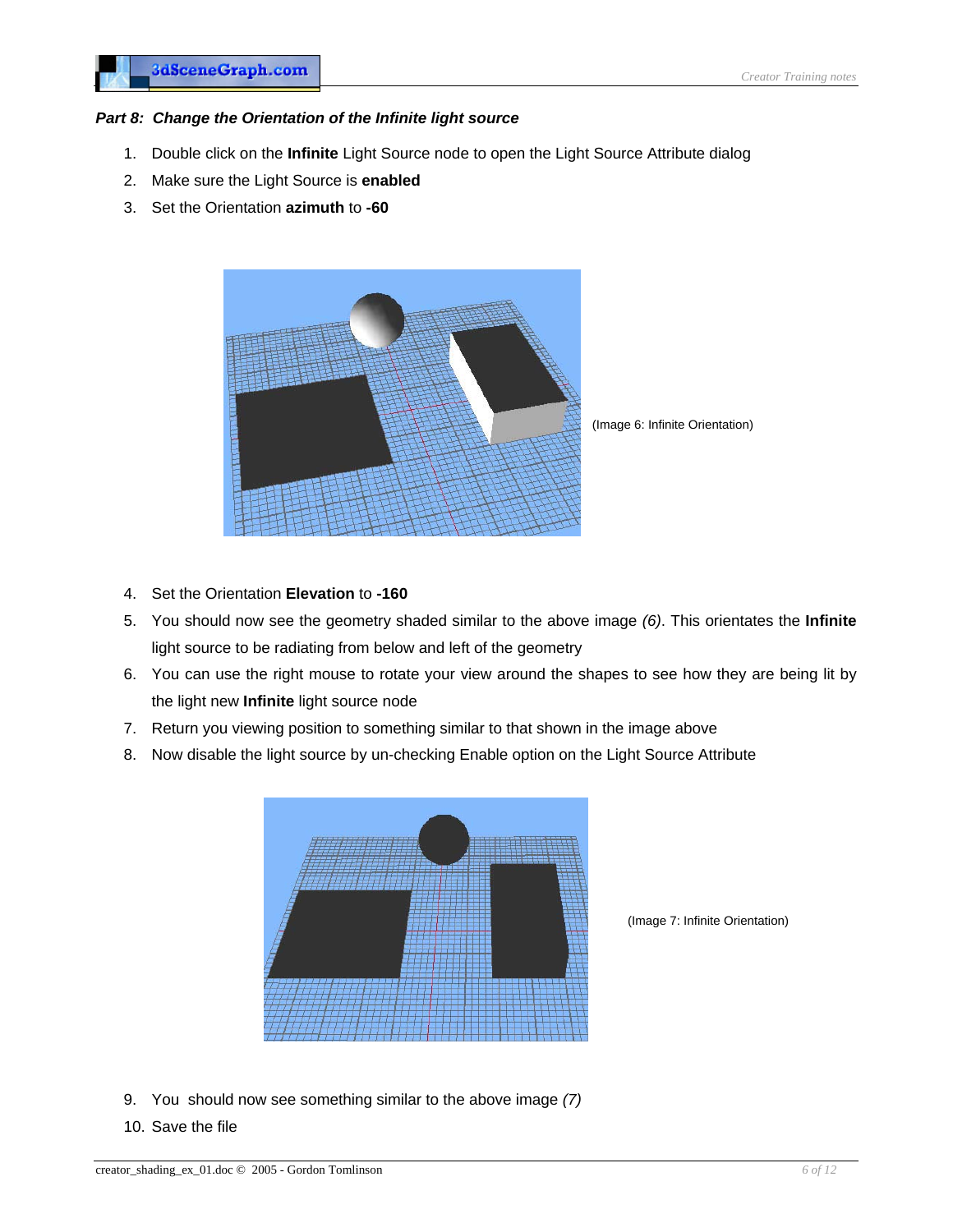### *Part 8: Change the Orientation of the Infinite light source*

1. Double click on the **Infinite** Light Source node to open the Light Source Attribute dialog
2. Make sure the Light Source is **enabled**
3. Set the Orientation **azimuth** to **-60**

(Image 6: Infinite Orientation)

4. Set the Orientation **Elevation** to **-160**
5. You should now see the geometry shaded similar to the above image *(6)*. This orientates the **Infinite** light source to be radiating from below and left of the geometry
6. You can use the right mouse to rotate your view around the shapes to see how they are being lit by the light new **Infinite** light source node
7. Return you viewing position to something similar to that shown in the image above
8. Now disable the light source by un-checking Enable option on the Light Source Attribute

(Image 7: Infinite Orientation)

9. You should now see something similar to the above image *(7)*
10. Save the file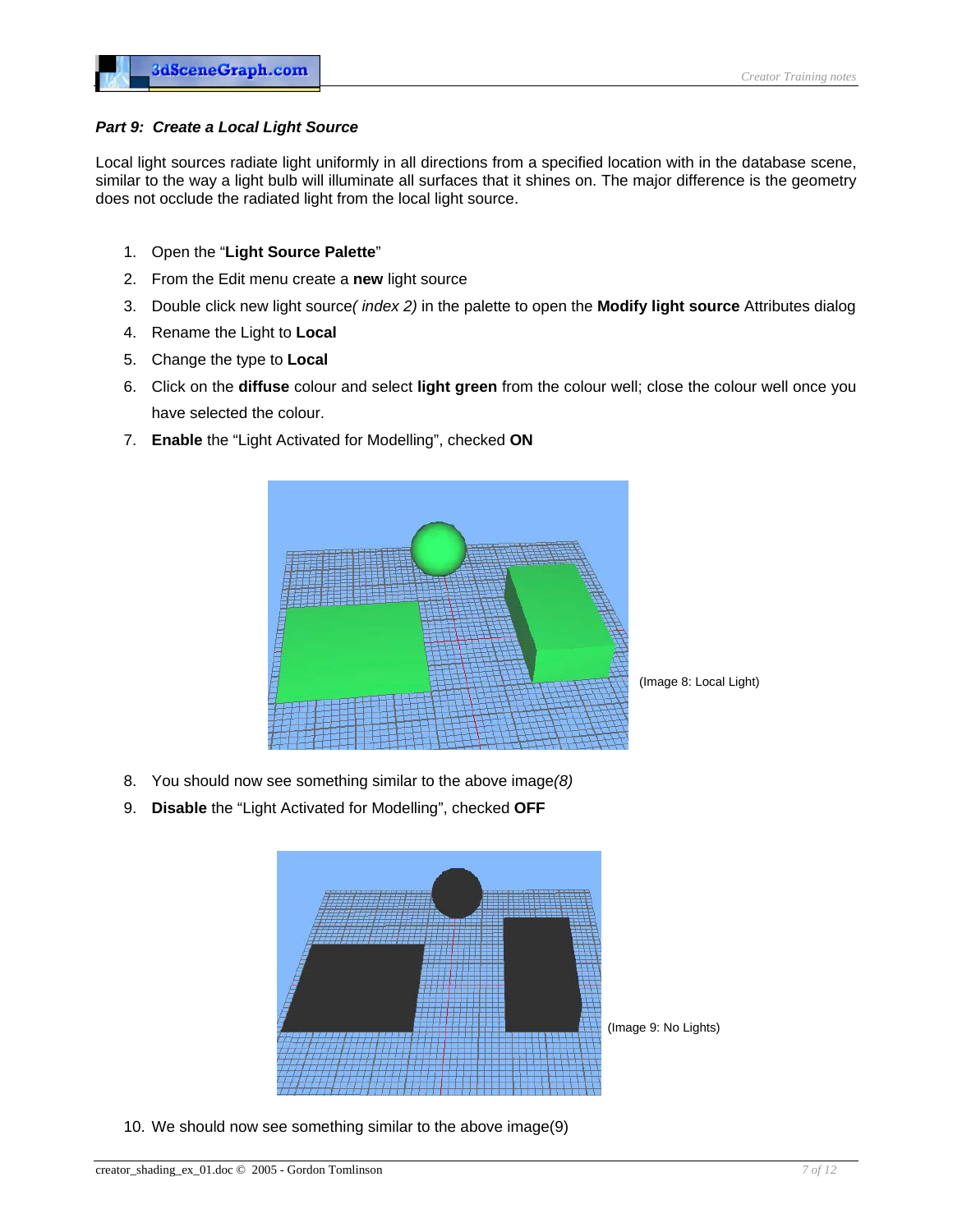***Part 9: Create a Local Light Source***

Local light sources radiate light uniformly in all directions from a specified location with in the database scene, similar to the way a light bulb will illuminate all surfaces that it shines on. The major difference is the geometry does not occlude the radiated light from the local light source.

1. Open the "**Light Source Palette**"
2. From the Edit menu create a **new** light source
3. Double click new light source*( index 2)* in the palette to open the **Modify light source** Attributes dialog
4. Rename the Light to **Local**
5. Change the type to **Local**
6. Click on the **diffuse** colour and select **light green** from the colour well; close the colour well once you have selected the colour.
7. **Enable** the "Light Activated for Modelling", checked **ON**

(Image 8: Local Light)

8. You should now see something similar to the above image*(8)*
9. **Disable** the "Light Activated for Modelling", checked **OFF**

(Image 9: No Lights)

10. We should now see something similar to the above image(9)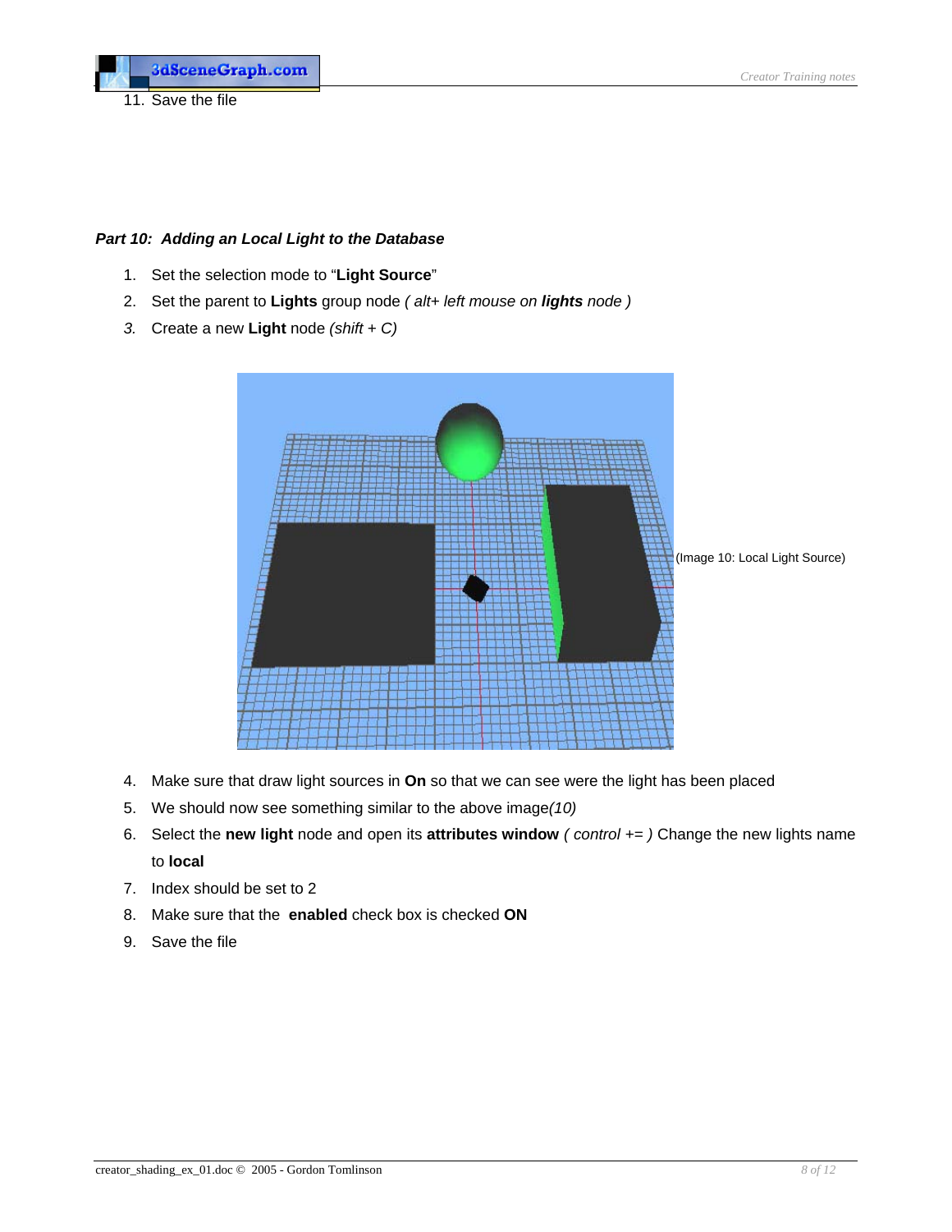11. Save the file

***Part 10: Adding an Local Light to the Database***

1. Set the selection mode to "**Light Source**"
2. Set the parent to **Lights** group node *( alt+ left mouse on **lights** node )*
3. Create a new **Light** node *(shift + C)*

(Image 10: Local Light Source)

4. Make sure that draw light sources in **On** so that we can see were the light has been placed
5. We should now see something similar to the above image*(10)*
6. Select the **new light** node and open its **attributes window** *( control += )* Change the new lights name to **local**
7. Index should be set to 2
8. Make sure that the **enabled** check box is checked **ON**
9. Save the file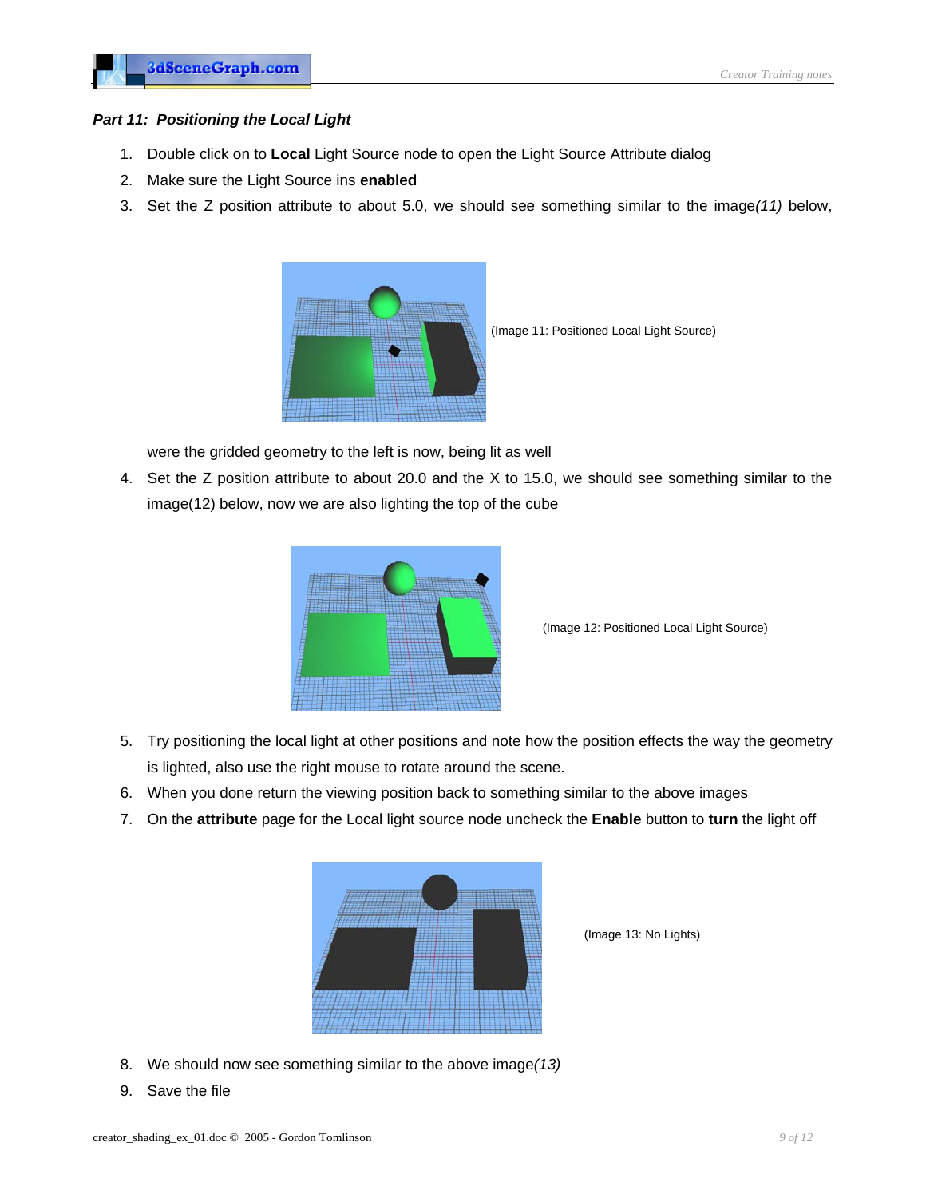***Part 11: Positioning the Local Light***

1. Double click on to **Local** Light Source node to open the Light Source Attribute dialog
2. Make sure the Light Source ins **enabled**
3. Set the Z position attribute to about 5.0, we should see something similar to the image*(11)* below,

(Image 11: Positioned Local Light Source)

were the gridded geometry to the left is now, being lit as well

4. Set the Z position attribute to about 20.0 and the X to 15.0, we should see something similar to the image(12) below, now we are also lighting the top of the cube

(Image 12: Positioned Local Light Source)

5. Try positioning the local light at other positions and note how the position effects the way the geometry is lighted, also use the right mouse to rotate around the scene.
6. When you done return the viewing position back to something similar to the above images
7. On the **attribute** page for the Local light source node uncheck the **Enable** button to **turn** the light off

(Image 13: No Lights)

8. We should now see something similar to the above image*(13)*
9. Save the file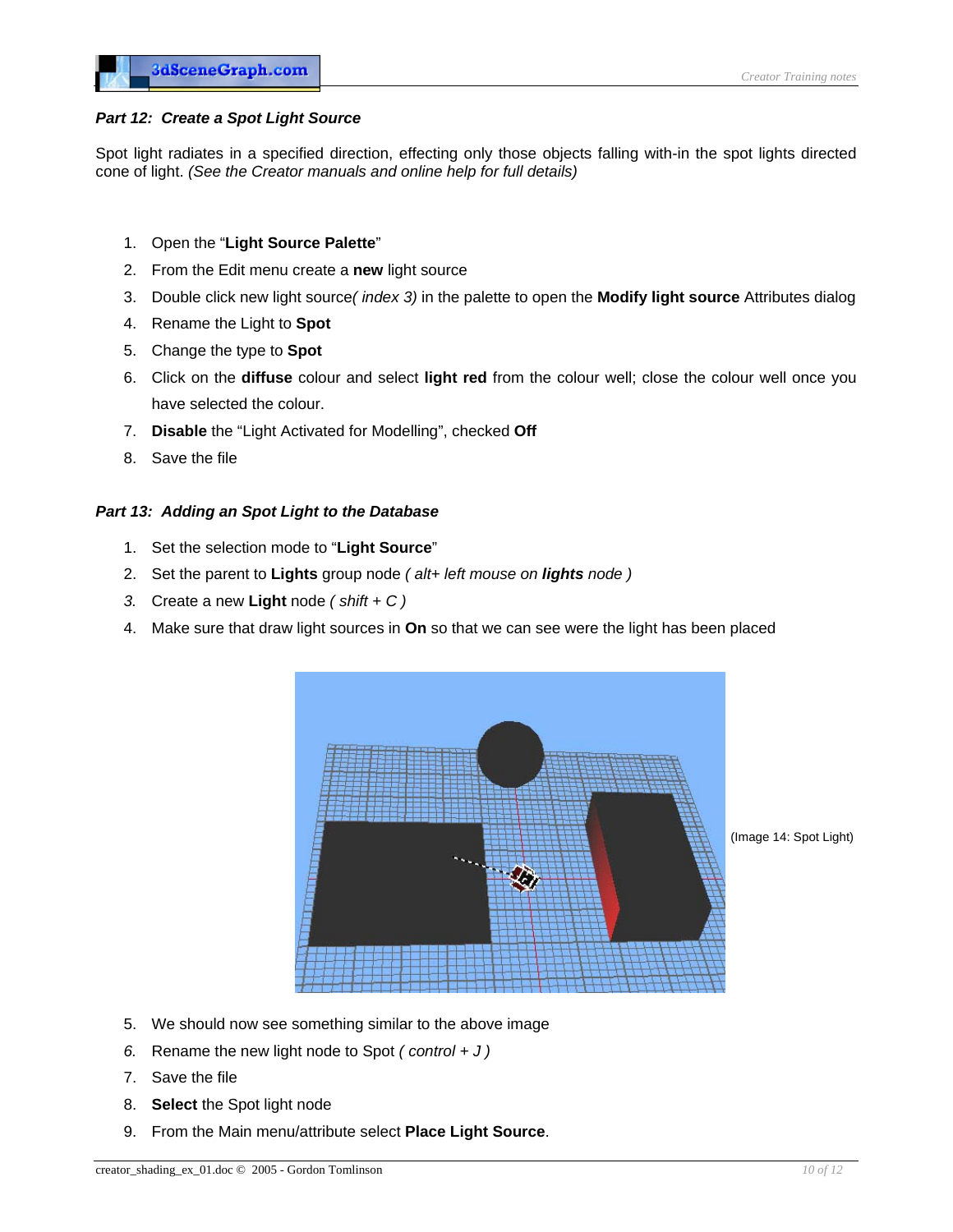### *Part 12: Create a Spot Light Source*

Spot light radiates in a specified direction, effecting only those objects falling with-in the spot lights directed cone of light. *(See the Creator manuals and online help for full details)*

1. Open the "**Light Source Palette**"
2. From the Edit menu create a **new** light source
3. Double click new light source*( index 3)* in the palette to open the **Modify light source** Attributes dialog
4. Rename the Light to **Spot**
5. Change the type to **Spot**
6. Click on the **diffuse** colour and select **light red** from the colour well; close the colour well once you have selected the colour.
7. **Disable** the "Light Activated for Modelling", checked **Off**
8. Save the file

### *Part 13: Adding an Spot Light to the Database*

1. Set the selection mode to "**Light Source**"
2. Set the parent to **Lights** group node *( alt+ left mouse on* ***lights*** *node )*
3. Create a new **Light** node *( shift + C )*
4. Make sure that draw light sources in **On** so that we can see were the light has been placed

(Image 14: Spot Light)

5. We should now see something similar to the above image
6. Rename the new light node to Spot *( control + J )*
7. Save the file
8. **Select** the Spot light node
9. From the Main menu/attribute select **Place Light Source**.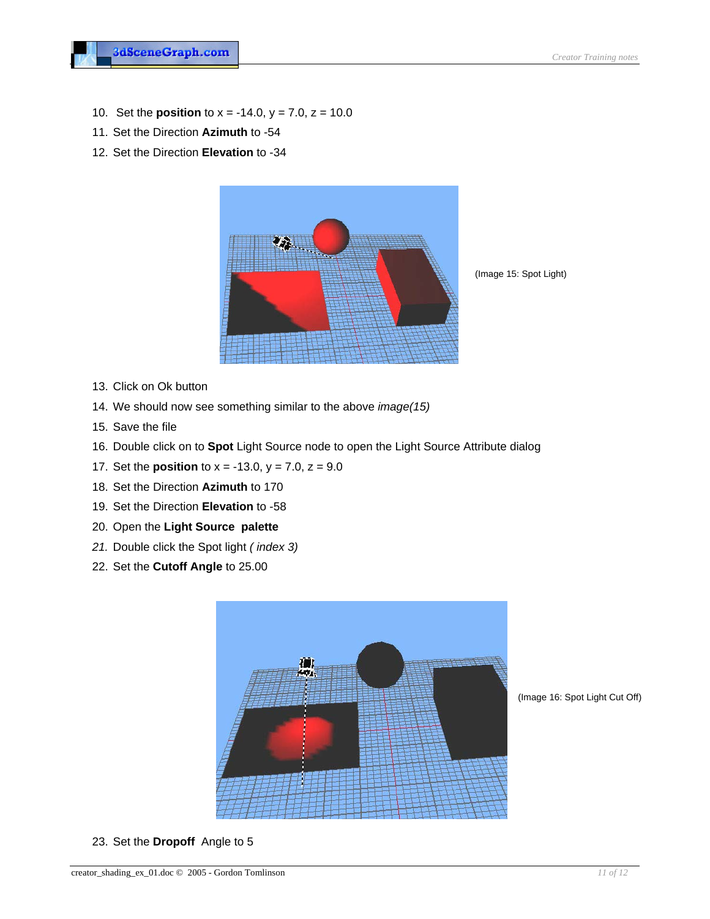10. Set the **position** to x = -14.0, y = 7.0, z = 10.0
11. Set the Direction **Azimuth** to -54
12. Set the Direction **Elevation** to -34

(Image 15: Spot Light)

13. Click on Ok button
14. We should now see something similar to the above *image(15)*
15. Save the file
16. Double click on to **Spot** Light Source node to open the Light Source Attribute dialog
17. Set the **position** to x = -13.0, y = 7.0, z = 9.0
18. Set the Direction **Azimuth** to 170
19. Set the Direction **Elevation** to -58
20. Open the **Light Source palette**
21. Double click the Spot light *( index 3)*
22. Set the **Cutoff Angle** to 25.00

(Image 16: Spot Light Cut Off)

23. Set the **Dropoff** Angle to 5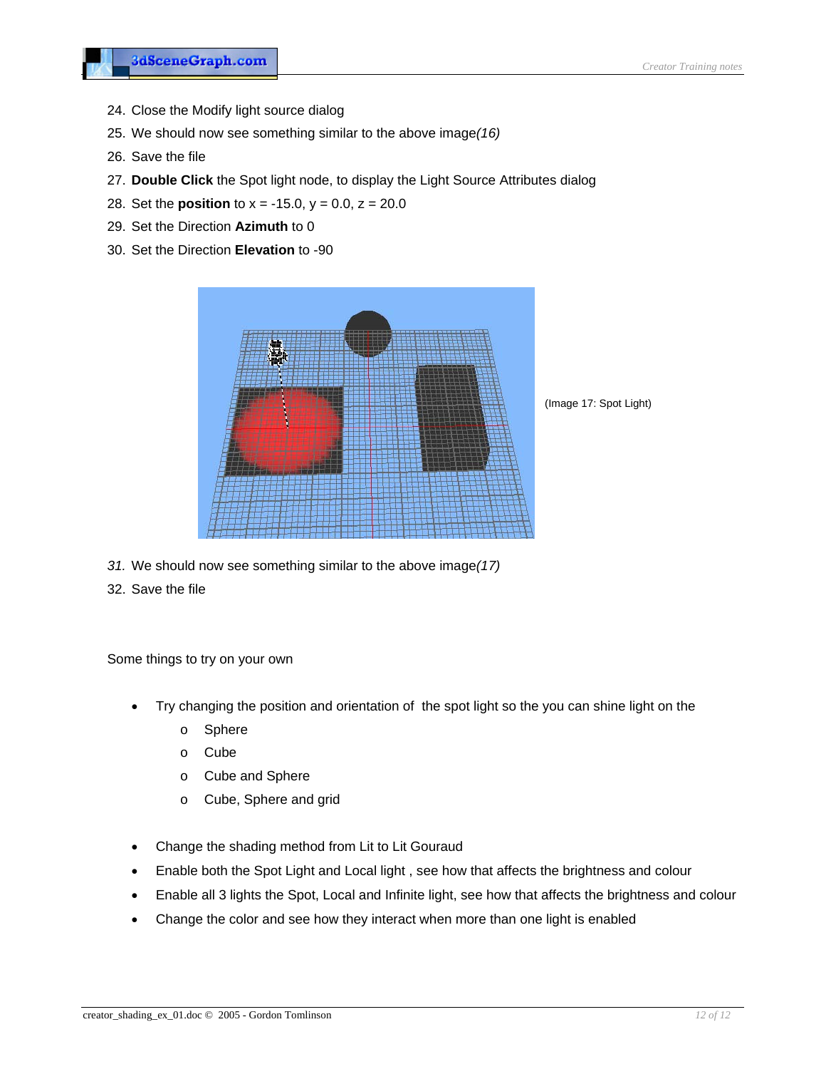24. Close the Modify light source dialog
25. We should now see something similar to the above image*(16)*
26. Save the file
27. **Double Click** the Spot light node, to display the Light Source Attributes dialog
28. Set the **position** to x = -15.0, y = 0.0, z = 20.0
29. Set the Direction **Azimuth** to 0
30. Set the Direction **Elevation** to -90

(Image 17: Spot Light)

*31.* We should now see something similar to the above image*(17)*

32. Save the file

Some things to try on your own

- Try changing the position and orientation of the spot light so the you can shine light on the
  - Sphere
  - Cube
  - Cube and Sphere
  - Cube, Sphere and grid

- Change the shading method from Lit to Lit Gouraud
- Enable both the Spot Light and Local light , see how that affects the brightness and colour
- Enable all 3 lights the Spot, Local and Infinite light, see how that affects the brightness and colour
- Change the color and see how they interact when more than one light is enabled